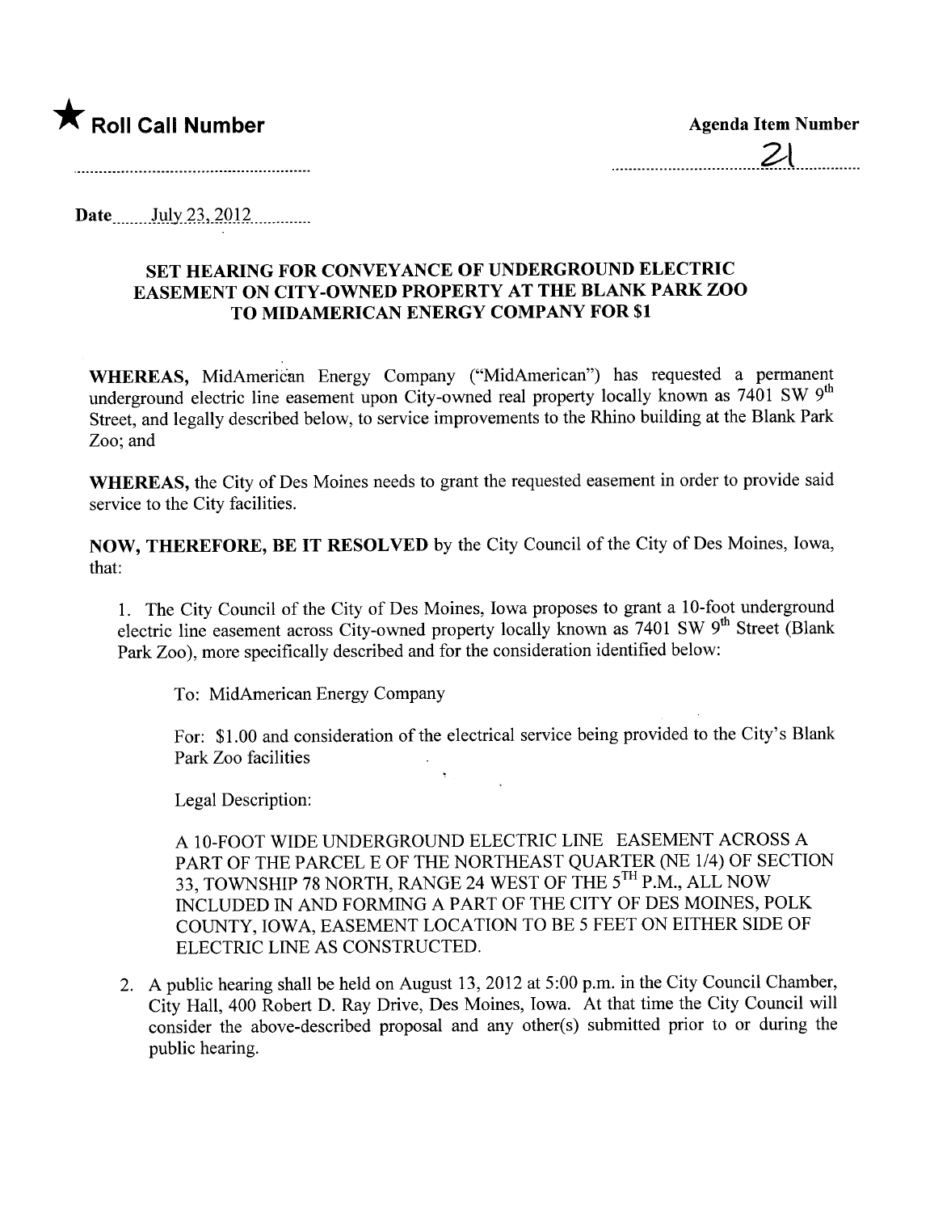★ **Roll Call Number**

**Agenda Item Number**

21

**Date** July 23, 2012

### SET HEARING FOR CONVEYANCE OF UNDERGROUND ELECTRIC EASEMENT ON CITY-OWNED PROPERTY AT THE BLANK PARK ZOO TO MIDAMERICAN ENERGY COMPANY FOR $1

**WHEREAS,** MidAmerican Energy Company ("MidAmerican") has requested a permanent underground electric line easement upon City-owned real property locally known as 7401 SW 9th Street, and legally described below, to service improvements to the Rhino building at the Blank Park Zoo; and

**WHEREAS,** the City of Des Moines needs to grant the requested easement in order to provide said service to the City facilities.

**NOW, THEREFORE, BE IT RESOLVED** by the City Council of the City of Des Moines, Iowa, that:

1. The City Council of the City of Des Moines, Iowa proposes to grant a 10-foot underground electric line easement across City-owned property locally known as 7401 SW 9th Street (Blank Park Zoo), more specifically described and for the consideration identified below:

   To: MidAmerican Energy Company

   For: $1.00 and consideration of the electrical service being provided to the City's Blank Park Zoo facilities

   Legal Description:

   A 10-FOOT WIDE UNDERGROUND ELECTRIC LINE EASEMENT ACROSS A PART OF THE PARCEL E OF THE NORTHEAST QUARTER (NE 1/4) OF SECTION 33, TOWNSHIP 78 NORTH, RANGE 24 WEST OF THE 5TH P.M., ALL NOW INCLUDED IN AND FORMING A PART OF THE CITY OF DES MOINES, POLK COUNTY, IOWA, EASEMENT LOCATION TO BE 5 FEET ON EITHER SIDE OF ELECTRIC LINE AS CONSTRUCTED.

2. A public hearing shall be held on August 13, 2012 at 5:00 p.m. in the City Council Chamber, City Hall, 400 Robert D. Ray Drive, Des Moines, Iowa. At that time the City Council will consider the above-described proposal and any other(s) submitted prior to or during the public hearing.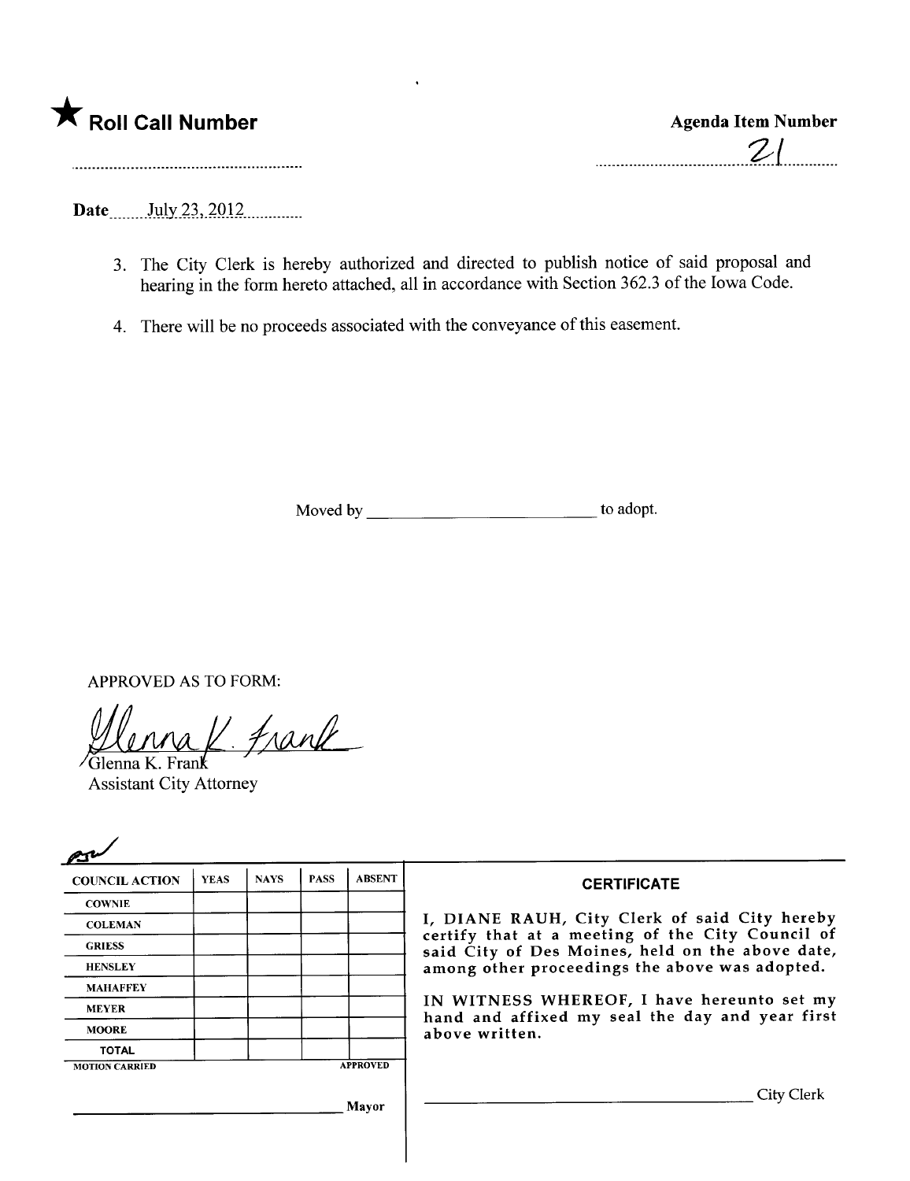★ **Roll Call Number**

**Agenda Item Number**

21

**Date** July 23, 2012

3. The City Clerk is hereby authorized and directed to publish notice of said proposal and hearing in the form hereto attached, all in accordance with Section 362.3 of the Iowa Code.

4. There will be no proceeds associated with the conveyance of this easement.

Moved by ________________________ to adopt.

APPROVED AS TO FORM:

Glenna K. Frank
Assistant City Attorney

| COUNCIL ACTION | YEAS | NAYS | PASS | ABSENT |
|---|---|---|---|---|
| COWNIE | | | | |
| COLEMAN | | | | |
| GRIESS | | | | |
| HENSLEY | | | | |
| MAHAFFEY | | | | |
| MEYER | | | | |
| MOORE | | | | |
| TOTAL | | | | |

MOTION CARRIED APPROVED

________________________ Mayor

**CERTIFICATE**

I, DIANE RAUH, City Clerk of said City hereby certify that at a meeting of the City Council of said City of Des Moines, held on the above date, among other proceedings the above was adopted.

IN WITNESS WHEREOF, I have hereunto set my hand and affixed my seal the day and year first above written.

________________________ City Clerk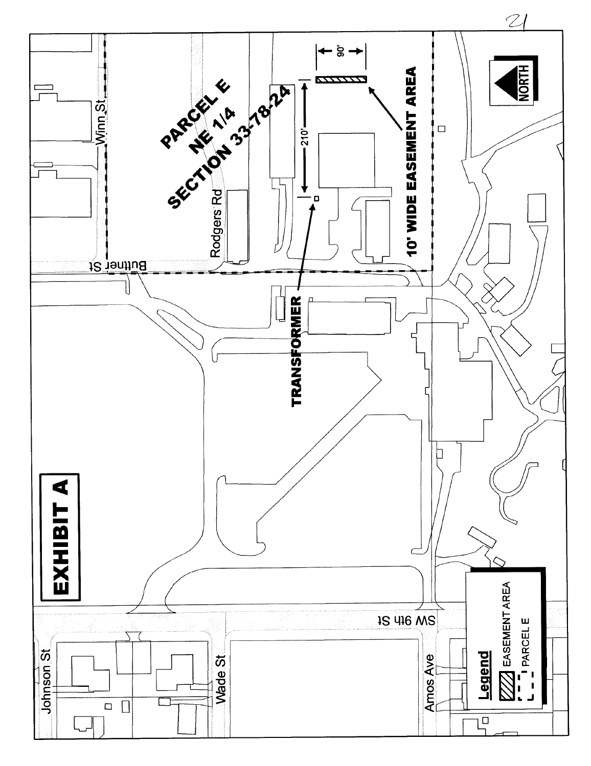# EXHIBIT A

PARCEL E
NE 1/4
SECTION 33-78-24

TRANSFORMER

210'

90'

10' WIDE EASEMENT AREA

NORTH

Winn St

Rodgers Rd

Buttner St

Johnson St

Wade St

Amos Ave

SW 9th St

**Legend**

EASEMENT AREA

PARCEL E